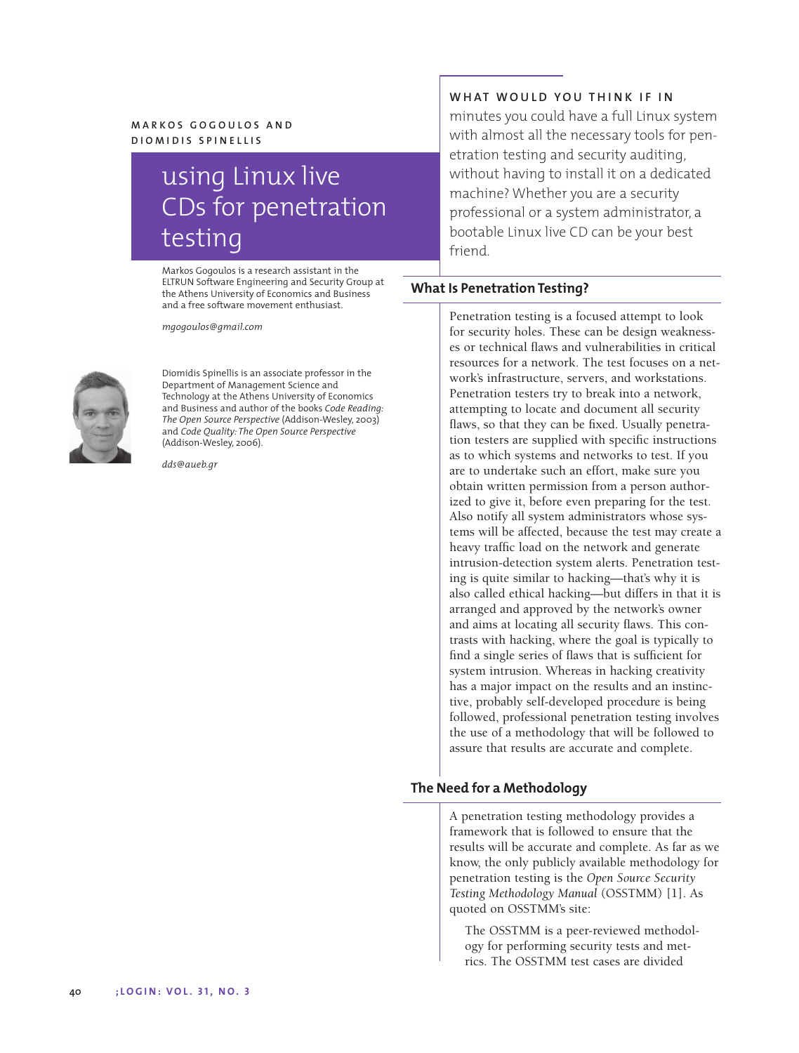MARKOS GOGOULOS AND DIOMIDIS SPINELLIS

# using Linux live CDs for penetration testing

Markos Gogoulos is a research assistant in the ELTRUN Software Engineering and Security Group at the Athens University of Economics and Business and a free software movement enthusiast.

*mgogoulos@gmail.com*

Diomidis Spinellis is an associate professor in the Department of Management Science and Technology at the Athens University of Economics and Business and author of the books *Code Reading: The Open Source Perspective* (Addison-Wesley, 2003) and *Code Quality: The Open Source Perspective* (Addison-Wesley, 2006).

*dds@aueb.gr*

WHAT WOULD YOU THINK IF IN minutes you could have a full Linux system with almost all the necessary tools for penetration testing and security auditing, without having to install it on a dedicated machine? Whether you are a security professional or a system administrator, a bootable Linux live CD can be your best friend.

## What Is Penetration Testing?

Penetration testing is a focused attempt to look for security holes. These can be design weaknesses or technical flaws and vulnerabilities in critical resources for a network. The test focuses on a network's infrastructure, servers, and workstations. Penetration testers try to break into a network, attempting to locate and document all security flaws, so that they can be fixed. Usually penetration testers are supplied with specific instructions as to which systems and networks to test. If you are to undertake such an effort, make sure you obtain written permission from a person authorized to give it, before even preparing for the test. Also notify all system administrators whose systems will be affected, because the test may create a heavy traffic load on the network and generate intrusion-detection system alerts. Penetration testing is quite similar to hacking—that's why it is also called ethical hacking—but differs in that it is arranged and approved by the network's owner and aims at locating all security flaws. This contrasts with hacking, where the goal is typically to find a single series of flaws that is sufficient for system intrusion. Whereas in hacking creativity has a major impact on the results and an instinctive, probably self-developed procedure is being followed, professional penetration testing involves the use of a methodology that will be followed to assure that results are accurate and complete.

## The Need for a Methodology

A penetration testing methodology provides a framework that is followed to ensure that the results will be accurate and complete. As far as we know, the only publicly available methodology for penetration testing is the *Open Source Security Testing Methodology Manual* (OSSTMM) [1]. As quoted on OSSTMM's site:

> The OSSTMM is a peer-reviewed methodology for performing security tests and metrics. The OSSTMM test cases are divided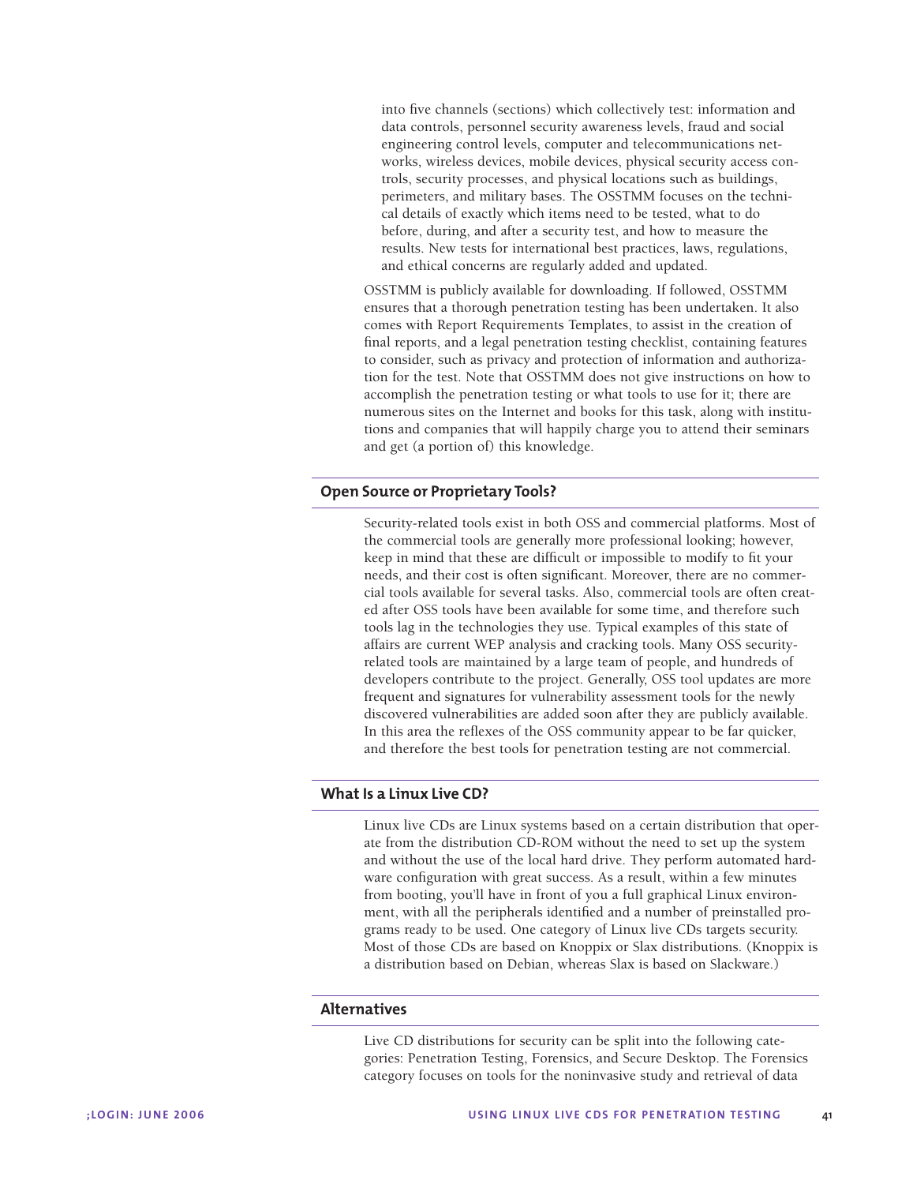into five channels (sections) which collectively test: information and data controls, personnel security awareness levels, fraud and social engineering control levels, computer and telecommunications networks, wireless devices, mobile devices, physical security access controls, security processes, and physical locations such as buildings, perimeters, and military bases. The OSSTMM focuses on the technical details of exactly which items need to be tested, what to do before, during, and after a security test, and how to measure the results. New tests for international best practices, laws, regulations, and ethical concerns are regularly added and updated.

OSSTMM is publicly available for downloading. If followed, OSSTMM ensures that a thorough penetration testing has been undertaken. It also comes with Report Requirements Templates, to assist in the creation of final reports, and a legal penetration testing checklist, containing features to consider, such as privacy and protection of information and authorization for the test. Note that OSSTMM does not give instructions on how to accomplish the penetration testing or what tools to use for it; there are numerous sites on the Internet and books for this task, along with institutions and companies that will happily charge you to attend their seminars and get (a portion of) this knowledge.

## Open Source or Proprietary Tools?

Security-related tools exist in both OSS and commercial platforms. Most of the commercial tools are generally more professional looking; however, keep in mind that these are difficult or impossible to modify to fit your needs, and their cost is often significant. Moreover, there are no commercial tools available for several tasks. Also, commercial tools are often created after OSS tools have been available for some time, and therefore such tools lag in the technologies they use. Typical examples of this state of affairs are current WEP analysis and cracking tools. Many OSS security-related tools are maintained by a large team of people, and hundreds of developers contribute to the project. Generally, OSS tool updates are more frequent and signatures for vulnerability assessment tools for the newly discovered vulnerabilities are added soon after they are publicly available. In this area the reflexes of the OSS community appear to be far quicker, and therefore the best tools for penetration testing are not commercial.

## What Is a Linux Live CD?

Linux live CDs are Linux systems based on a certain distribution that operate from the distribution CD-ROM without the need to set up the system and without the use of the local hard drive. They perform automated hardware configuration with great success. As a result, within a few minutes from booting, you'll have in front of you a full graphical Linux environment, with all the peripherals identified and a number of preinstalled programs ready to be used. One category of Linux live CDs targets security. Most of those CDs are based on Knoppix or Slax distributions. (Knoppix is a distribution based on Debian, whereas Slax is based on Slackware.)

## Alternatives

Live CD distributions for security can be split into the following categories: Penetration Testing, Forensics, and Secure Desktop. The Forensics category focuses on tools for the noninvasive study and retrieval of data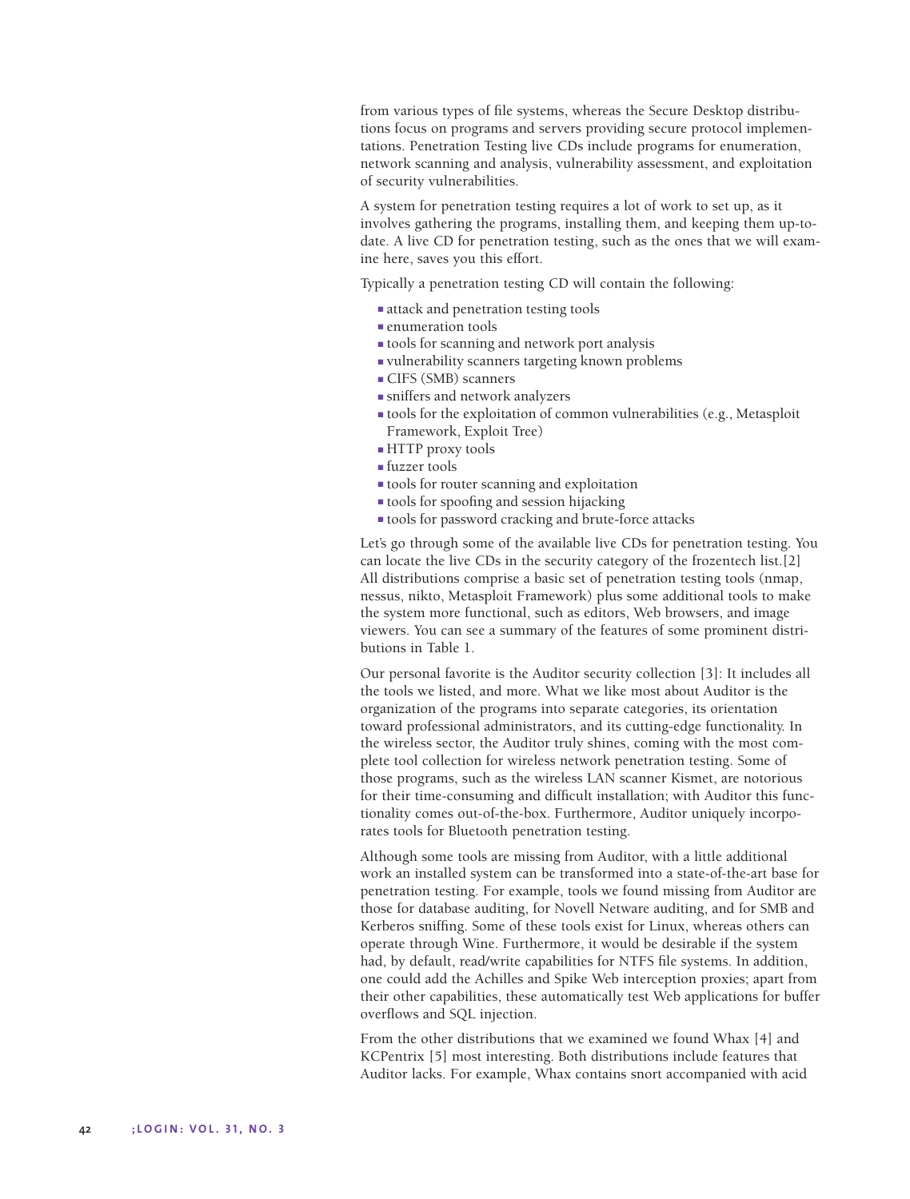from various types of file systems, whereas the Secure Desktop distributions focus on programs and servers providing secure protocol implementations. Penetration Testing live CDs include programs for enumeration, network scanning and analysis, vulnerability assessment, and exploitation of security vulnerabilities.

A system for penetration testing requires a lot of work to set up, as it involves gathering the programs, installing them, and keeping them up-to-date. A live CD for penetration testing, such as the ones that we will examine here, saves you this effort.

Typically a penetration testing CD will contain the following:

- attack and penetration testing tools
- enumeration tools
- tools for scanning and network port analysis
- vulnerability scanners targeting known problems
- CIFS (SMB) scanners
- sniffers and network analyzers
- tools for the exploitation of common vulnerabilities (e.g., Metasploit Framework, Exploit Tree)
- HTTP proxy tools
- fuzzer tools
- tools for router scanning and exploitation
- tools for spoofing and session hijacking
- tools for password cracking and brute-force attacks

Let's go through some of the available live CDs for penetration testing. You can locate the live CDs in the security category of the frozentech list.[2] All distributions comprise a basic set of penetration testing tools (nmap, nessus, nikto, Metasploit Framework) plus some additional tools to make the system more functional, such as editors, Web browsers, and image viewers. You can see a summary of the features of some prominent distributions in Table 1.

Our personal favorite is the Auditor security collection [3]: It includes all the tools we listed, and more. What we like most about Auditor is the organization of the programs into separate categories, its orientation toward professional administrators, and its cutting-edge functionality. In the wireless sector, the Auditor truly shines, coming with the most complete tool collection for wireless network penetration testing. Some of those programs, such as the wireless LAN scanner Kismet, are notorious for their time-consuming and difficult installation; with Auditor this functionality comes out-of-the-box. Furthermore, Auditor uniquely incorporates tools for Bluetooth penetration testing.

Although some tools are missing from Auditor, with a little additional work an installed system can be transformed into a state-of-the-art base for penetration testing. For example, tools we found missing from Auditor are those for database auditing, for Novell Netware auditing, and for SMB and Kerberos sniffing. Some of these tools exist for Linux, whereas others can operate through Wine. Furthermore, it would be desirable if the system had, by default, read/write capabilities for NTFS file systems. In addition, one could add the Achilles and Spike Web interception proxies; apart from their other capabilities, these automatically test Web applications for buffer overflows and SQL injection.

From the other distributions that we examined we found Whax [4] and KCPentrix [5] most interesting. Both distributions include features that Auditor lacks. For example, Whax contains snort accompanied with acid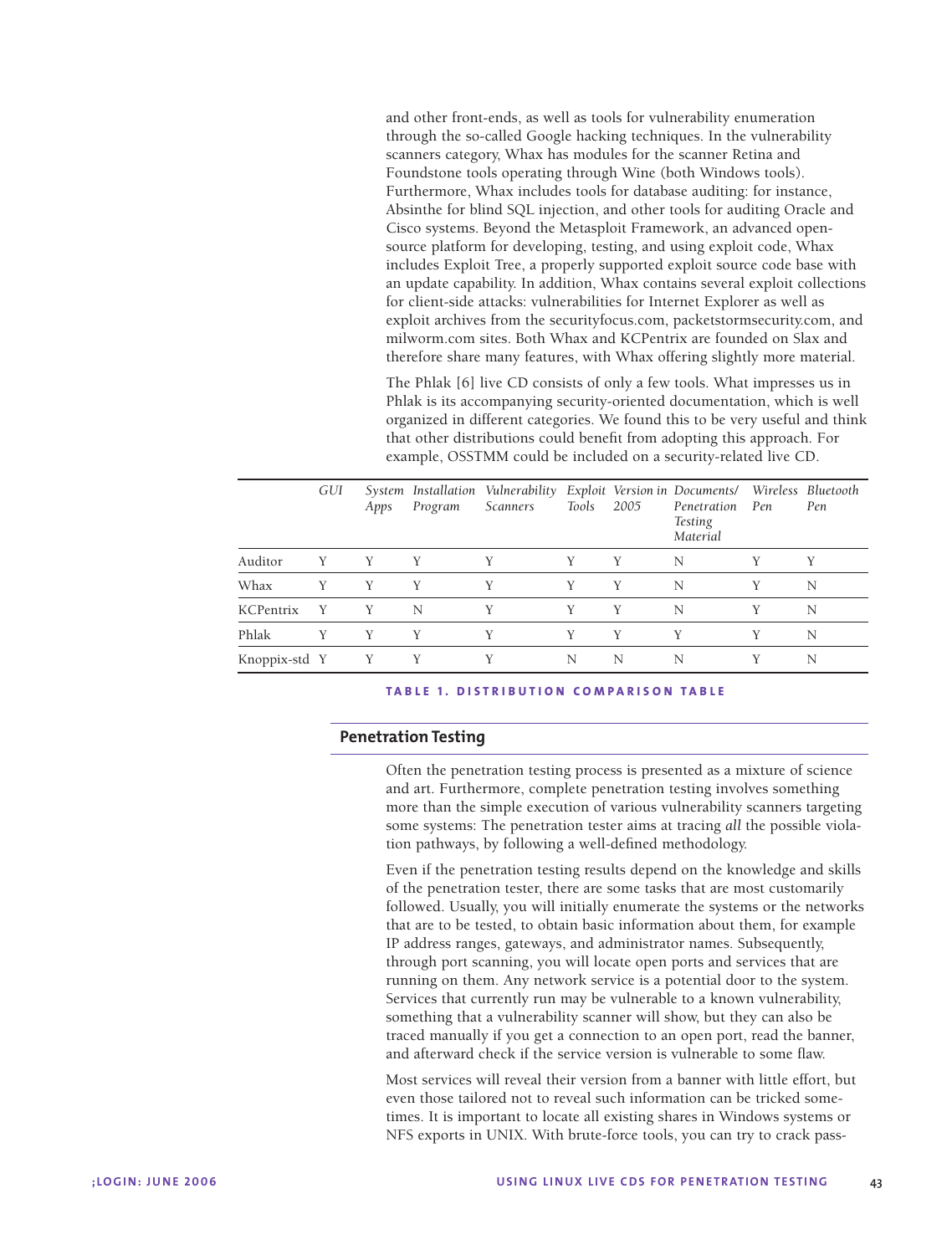and other front-ends, as well as tools for vulnerability enumeration through the so-called Google hacking techniques. In the vulnerability scanners category, Whax has modules for the scanner Retina and Foundstone tools operating through Wine (both Windows tools). Furthermore, Whax includes tools for database auditing: for instance, Absinthe for blind SQL injection, and other tools for auditing Oracle and Cisco systems. Beyond the Metasploit Framework, an advanced open-source platform for developing, testing, and using exploit code, Whax includes Exploit Tree, a properly supported exploit source code base with an update capability. In addition, Whax contains several exploit collections for client-side attacks: vulnerabilities for Internet Explorer as well as exploit archives from the securityfocus.com, packetstormsecurity.com, and milworm.com sites. Both Whax and KCPentrix are founded on Slax and therefore share many features, with Whax offering slightly more material.

The Phlak [6] live CD consists of only a few tools. What impresses us in Phlak is its accompanying security-oriented documentation, which is well organized in different categories. We found this to be very useful and think that other distributions could benefit from adopting this approach. For example, OSSTMM could be included on a security-related live CD.

| | *GUI* | *System Apps* | *Installation Program* | *Vulnerability Scanners* | *Exploit Tools* | *Version in 2005* | *Documents/ Penetration Testing Material* | *Wireless Pen* | *Bluetooth Pen* |
|---|---|---|---|---|---|---|---|---|---|
| Auditor | Y | Y | Y | Y | Y | Y | N | Y | Y |
| Whax | Y | Y | Y | Y | Y | Y | N | Y | N |
| KCPentrix | Y | Y | N | Y | Y | Y | N | Y | N |
| Phlak | Y | Y | Y | Y | Y | Y | Y | Y | N |
| Knoppix-std | Y | Y | Y | Y | N | N | N | Y | N |

**TABLE 1. DISTRIBUTION COMPARISON TABLE**

## Penetration Testing

Often the penetration testing process is presented as a mixture of science and art. Furthermore, complete penetration testing involves something more than the simple execution of various vulnerability scanners targeting some systems: The penetration tester aims at tracing *all* the possible violation pathways, by following a well-defined methodology.

Even if the penetration testing results depend on the knowledge and skills of the penetration tester, there are some tasks that are most customarily followed. Usually, you will initially enumerate the systems or the networks that are to be tested, to obtain basic information about them, for example IP address ranges, gateways, and administrator names. Subsequently, through port scanning, you will locate open ports and services that are running on them. Any network service is a potential door to the system. Services that currently run may be vulnerable to a known vulnerability, something that a vulnerability scanner will show, but they can also be traced manually if you get a connection to an open port, read the banner, and afterward check if the service version is vulnerable to some flaw.

Most services will reveal their version from a banner with little effort, but even those tailored not to reveal such information can be tricked sometimes. It is important to locate all existing shares in Windows systems or NFS exports in UNIX. With brute-force tools, you can try to crack pass-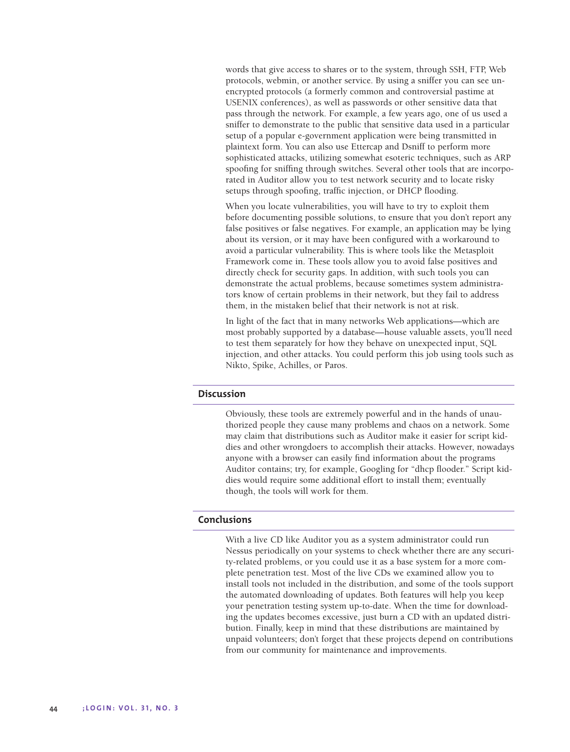words that give access to shares or to the system, through SSH, FTP, Web protocols, webmin, or another service. By using a sniffer you can see unencrypted protocols (a formerly common and controversial pastime at USENIX conferences), as well as passwords or other sensitive data that pass through the network. For example, a few years ago, one of us used a sniffer to demonstrate to the public that sensitive data used in a particular setup of a popular e-government application were being transmitted in plaintext form. You can also use Ettercap and Dsniff to perform more sophisticated attacks, utilizing somewhat esoteric techniques, such as ARP spoofing for sniffing through switches. Several other tools that are incorporated in Auditor allow you to test network security and to locate risky setups through spoofing, traffic injection, or DHCP flooding.

When you locate vulnerabilities, you will have to try to exploit them before documenting possible solutions, to ensure that you don't report any false positives or false negatives. For example, an application may be lying about its version, or it may have been configured with a workaround to avoid a particular vulnerability. This is where tools like the Metasploit Framework come in. These tools allow you to avoid false positives and directly check for security gaps. In addition, with such tools you can demonstrate the actual problems, because sometimes system administrators know of certain problems in their network, but they fail to address them, in the mistaken belief that their network is not at risk.

In light of the fact that in many networks Web applications—which are most probably supported by a database—house valuable assets, you'll need to test them separately for how they behave on unexpected input, SQL injection, and other attacks. You could perform this job using tools such as Nikto, Spike, Achilles, or Paros.

## Discussion

Obviously, these tools are extremely powerful and in the hands of unauthorized people they cause many problems and chaos on a network. Some may claim that distributions such as Auditor make it easier for script kiddies and other wrongdoers to accomplish their attacks. However, nowadays anyone with a browser can easily find information about the programs Auditor contains; try, for example, Googling for "dhcp flooder." Script kiddies would require some additional effort to install them; eventually though, the tools will work for them.

## Conclusions

With a live CD like Auditor you as a system administrator could run Nessus periodically on your systems to check whether there are any security-related problems, or you could use it as a base system for a more complete penetration test. Most of the live CDs we examined allow you to install tools not included in the distribution, and some of the tools support the automated downloading of updates. Both features will help you keep your penetration testing system up-to-date. When the time for downloading the updates becomes excessive, just burn a CD with an updated distribution. Finally, keep in mind that these distributions are maintained by unpaid volunteers; don't forget that these projects depend on contributions from our community for maintenance and improvements.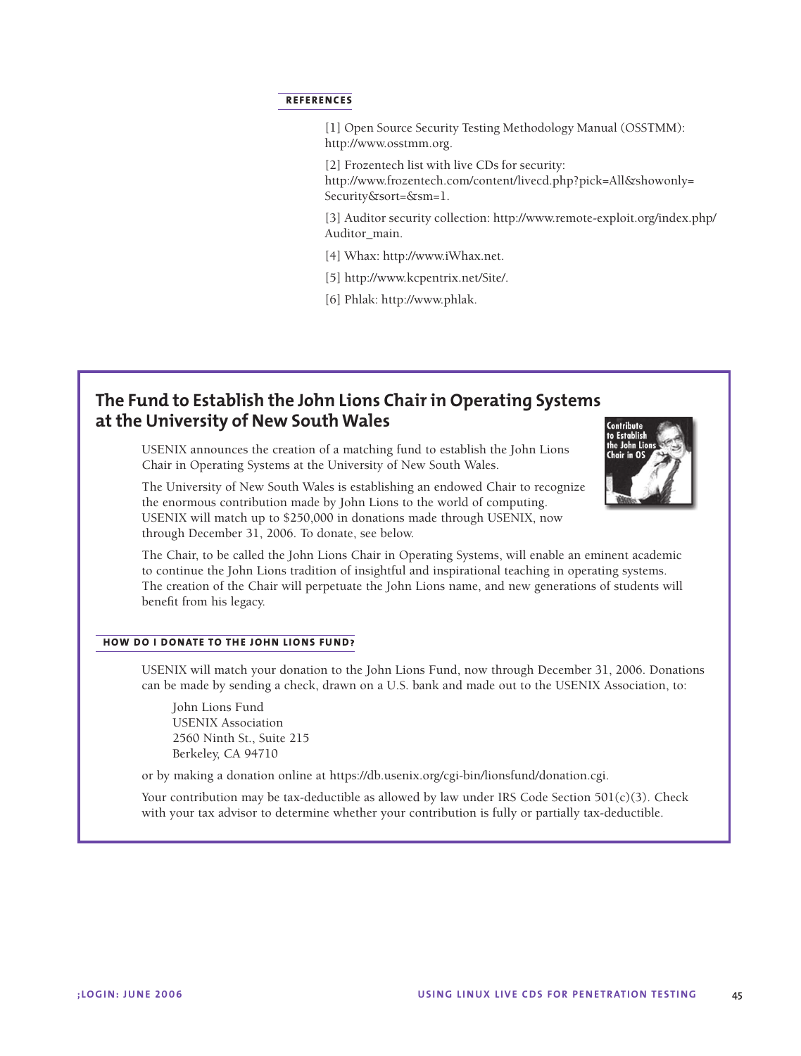## REFERENCES

[1] Open Source Security Testing Methodology Manual (OSSTMM): http://www.osstmm.org.

[2] Frozentech list with live CDs for security: http://www.frozentech.com/content/livecd.php?pick=All&showonly=Security&sort=&sm=1.

[3] Auditor security collection: http://www.remote-exploit.org/index.php/Auditor_main.

[4] Whax: http://www.iWhax.net.

[5] http://www.kcpentrix.net/Site/.

[6] Phlak: http://www.phlak.

## The Fund to Establish the John Lions Chair in Operating Systems at the University of New South Wales

USENIX announces the creation of a matching fund to establish the John Lions Chair in Operating Systems at the University of New South Wales.

The University of New South Wales is establishing an endowed Chair to recognize the enormous contribution made by John Lions to the world of computing. USENIX will match up to $250,000 in donations made through USENIX, now through December 31, 2006. To donate, see below.

The Chair, to be called the John Lions Chair in Operating Systems, will enable an eminent academic to continue the John Lions tradition of insightful and inspirational teaching in operating systems. The creation of the Chair will perpetuate the John Lions name, and new generations of students will benefit from his legacy.

### HOW DO I DONATE TO THE JOHN LIONS FUND?

USENIX will match your donation to the John Lions Fund, now through December 31, 2006. Donations can be made by sending a check, drawn on a U.S. bank and made out to the USENIX Association, to:

John Lions Fund
USENIX Association
2560 Ninth St., Suite 215
Berkeley, CA 94710

or by making a donation online at https://db.usenix.org/cgi-bin/lionsfund/donation.cgi.

Your contribution may be tax-deductible as allowed by law under IRS Code Section 501(c)(3). Check with your tax advisor to determine whether your contribution is fully or partially tax-deductible.